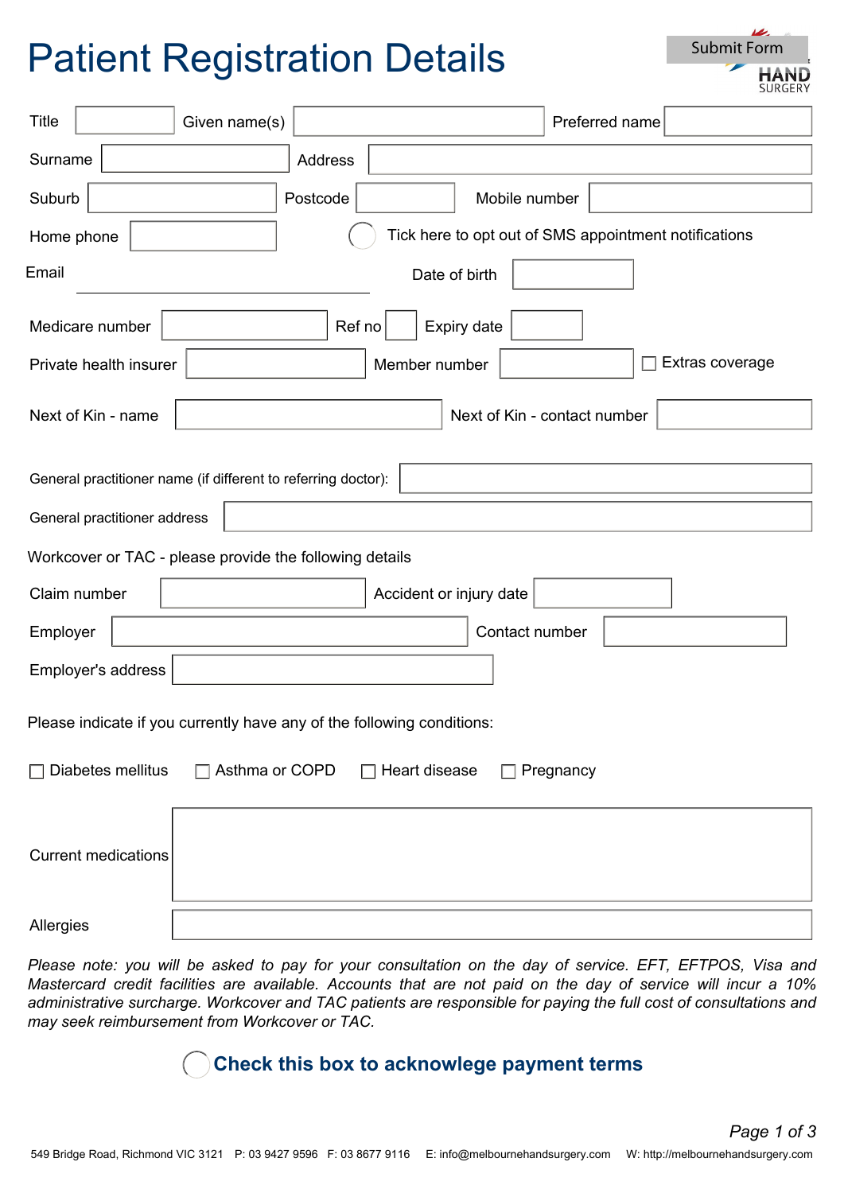# Patient Registration Details

Submit Form

HAND SURGERY

Title ______ Given name(s) ______ Preferred name ______

Surname ______ Address ______

Suburb ______ Postcode ______ Mobile number ______

Home phone ______ ◯ Tick here to opt out of SMS appointment notifications

Email ______ Date of birth ______

Medicare number ______ Ref no ______ Expiry date ______

Private health insurer ______ Member number ______ ☐ Extras coverage

Next of Kin - name ______ Next of Kin - contact number ______

General practitioner name (if different to referring doctor): ______

General practitioner address ______

Workcover or TAC - please provide the following details

Claim number ______ Accident or injury date ______

Employer ______ Contact number ______

Employer's address ______

Please indicate if you currently have any of the following conditions:

☐ Diabetes mellitus ☐ Asthma or COPD ☐ Heart disease ☐ Pregnancy

Current medications ______

Allergies ______

*Please note: you will be asked to pay for your consultation on the day of service. EFT, EFTPOS, Visa and Mastercard credit facilities are available. Accounts that are not paid on the day of service will incur a 10% administrative surcharge. Workcover and TAC patients are responsible for paying the full cost of consultations and may seek reimbursement from Workcover or TAC.*

◯ **Check this box to acknowlege payment terms**

549 Bridge Road, Richmond VIC 3121 P: 03 9427 9596 F: 03 8677 9116 E: info@melbournehandsurgery.com W: http://melbournehandsurgery.com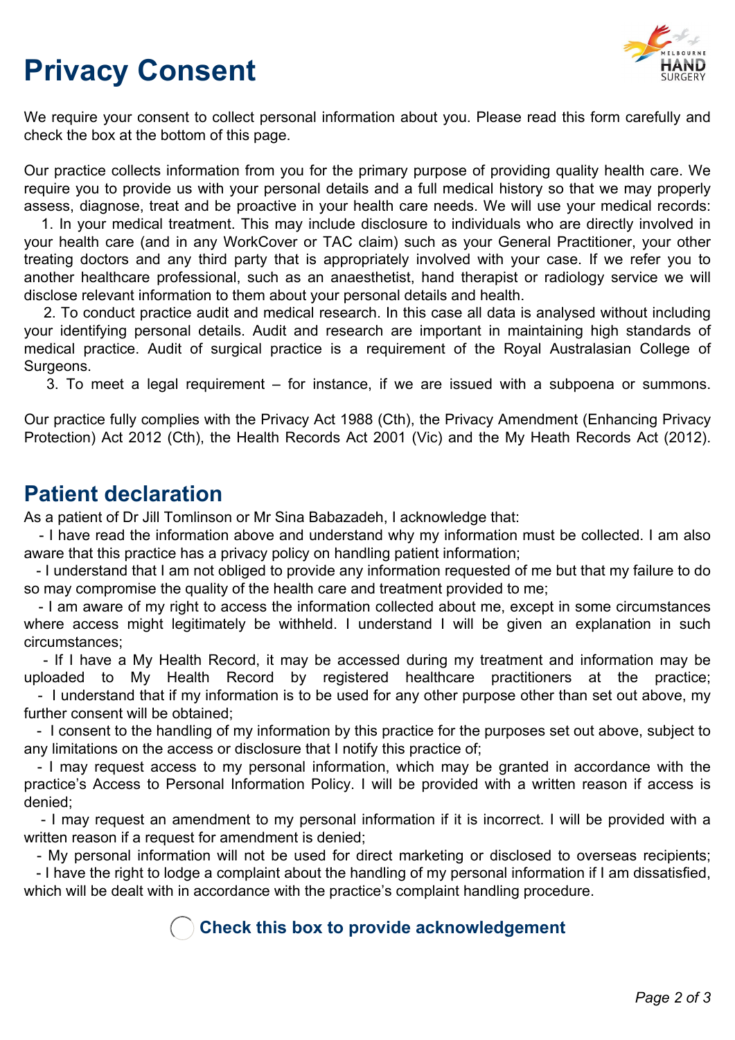# Privacy Consent

We require your consent to collect personal information about you. Please read this form carefully and check the box at the bottom of this page.

Our practice collects information from you for the primary purpose of providing quality health care. We require you to provide us with your personal details and a full medical history so that we may properly assess, diagnose, treat and be proactive in your health care needs. We will use your medical records:

1. In your medical treatment. This may include disclosure to individuals who are directly involved in your health care (and in any WorkCover or TAC claim) such as your General Practitioner, your other treating doctors and any third party that is appropriately involved with your case. If we refer you to another healthcare professional, such as an anaesthetist, hand therapist or radiology service we will disclose relevant information to them about your personal details and health.
2. To conduct practice audit and medical research. In this case all data is analysed without including your identifying personal details. Audit and research are important in maintaining high standards of medical practice. Audit of surgical practice is a requirement of the Royal Australasian College of Surgeons.
3. To meet a legal requirement – for instance, if we are issued with a subpoena or summons.

Our practice fully complies with the Privacy Act 1988 (Cth), the Privacy Amendment (Enhancing Privacy Protection) Act 2012 (Cth), the Health Records Act 2001 (Vic) and the My Heath Records Act (2012).

## Patient declaration

As a patient of Dr Jill Tomlinson or Mr Sina Babazadeh, I acknowledge that:

- I have read the information above and understand why my information must be collected. I am also aware that this practice has a privacy policy on handling patient information;
- I understand that I am not obliged to provide any information requested of me but that my failure to do so may compromise the quality of the health care and treatment provided to me;
- I am aware of my right to access the information collected about me, except in some circumstances where access might legitimately be withheld. I understand I will be given an explanation in such circumstances;
- If I have a My Health Record, it may be accessed during my treatment and information may be uploaded to My Health Record by registered healthcare practitioners at the practice;
- I understand that if my information is to be used for any other purpose other than set out above, my further consent will be obtained;
- I consent to the handling of my information by this practice for the purposes set out above, subject to any limitations on the access or disclosure that I notify this practice of;
- I may request access to my personal information, which may be granted in accordance with the practice's Access to Personal Information Policy. I will be provided with a written reason if access is denied;
- I may request an amendment to my personal information if it is incorrect. I will be provided with a written reason if a request for amendment is denied;
- My personal information will not be used for direct marketing or disclosed to overseas recipients;
- I have the right to lodge a complaint about the handling of my personal information if I am dissatisfied, which will be dealt with in accordance with the practice's complaint handling procedure.

☐ **Check this box to provide acknowledgement**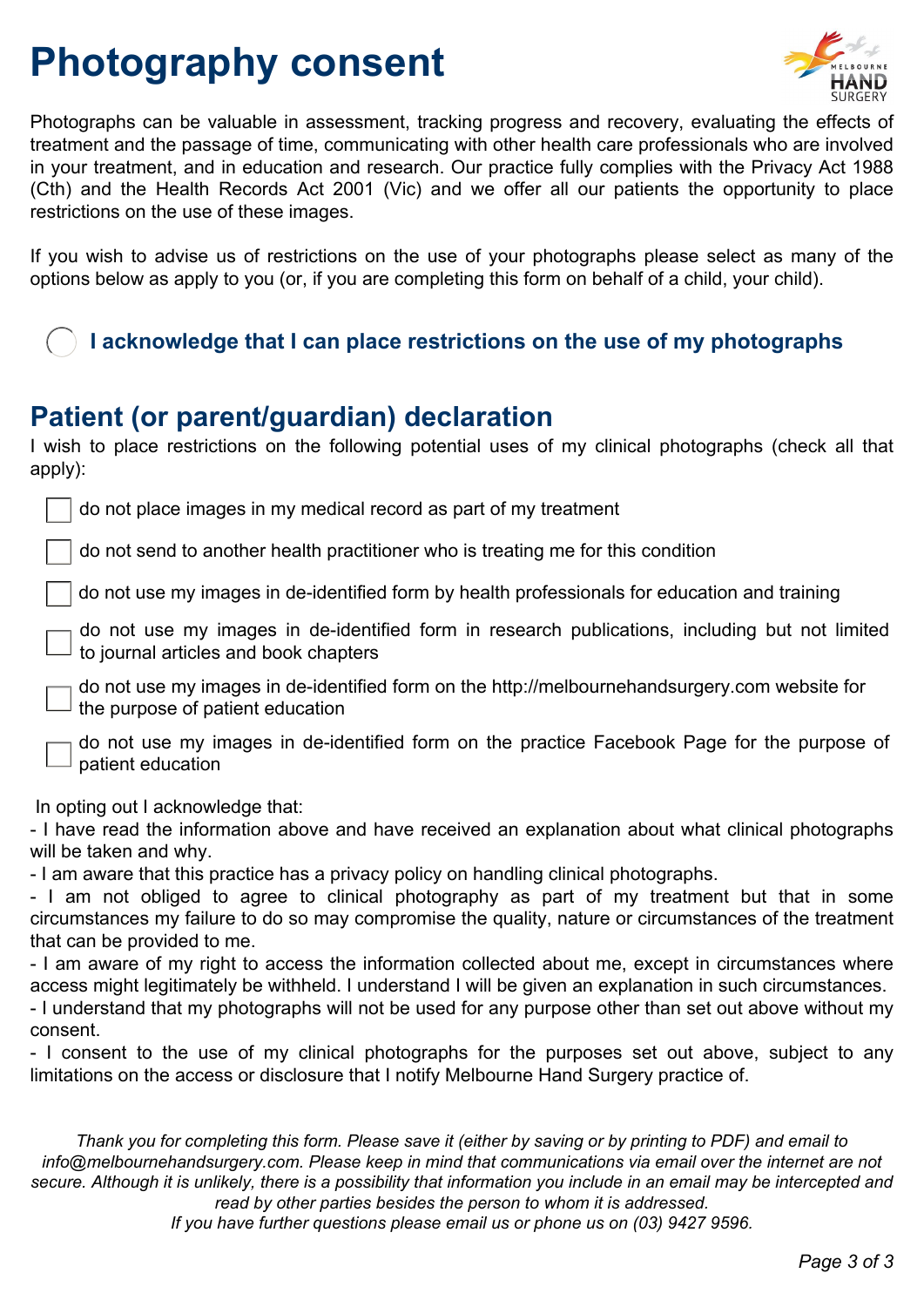# Photography consent

Photographs can be valuable in assessment, tracking progress and recovery, evaluating the effects of treatment and the passage of time, communicating with other health care professionals who are involved in your treatment, and in education and research. Our practice fully complies with the Privacy Act 1988 (Cth) and the Health Records Act 2001 (Vic) and we offer all our patients the opportunity to place restrictions on the use of these images.

If you wish to advise us of restrictions on the use of your photographs please select as many of the options below as apply to you (or, if you are completing this form on behalf of a child, your child).

◯ **I acknowledge that I can place restrictions on the use of my photographs**

## Patient (or parent/guardian) declaration

I wish to place restrictions on the following potential uses of my clinical photographs (check all that apply):

- [ ] do not place images in my medical record as part of my treatment
- [ ] do not send to another health practitioner who is treating me for this condition
- [ ] do not use my images in de-identified form by health professionals for education and training
- [ ] do not use my images in de-identified form in research publications, including but not limited to journal articles and book chapters
- [ ] do not use my images in de-identified form on the http://melbournehandsurgery.com website for the purpose of patient education
- [ ] do not use my images in de-identified form on the practice Facebook Page for the purpose of patient education

In opting out I acknowledge that:

- I have read the information above and have received an explanation about what clinical photographs will be taken and why.
- I am aware that this practice has a privacy policy on handling clinical photographs.
- I am not obliged to agree to clinical photography as part of my treatment but that in some circumstances my failure to do so may compromise the quality, nature or circumstances of the treatment that can be provided to me.
- I am aware of my right to access the information collected about me, except in circumstances where access might legitimately be withheld. I understand I will be given an explanation in such circumstances.
- I understand that my photographs will not be used for any purpose other than set out above without my consent.
- I consent to the use of my clinical photographs for the purposes set out above, subject to any limitations on the access or disclosure that I notify Melbourne Hand Surgery practice of.

*Thank you for completing this form. Please save it (either by saving or by printing to PDF) and email to info@melbournehandsurgery.com. Please keep in mind that communications via email over the internet are not secure. Although it is unlikely, there is a possibility that information you include in an email may be intercepted and read by other parties besides the person to whom it is addressed.*

*If you have further questions please email us or phone us on (03) 9427 9596.*